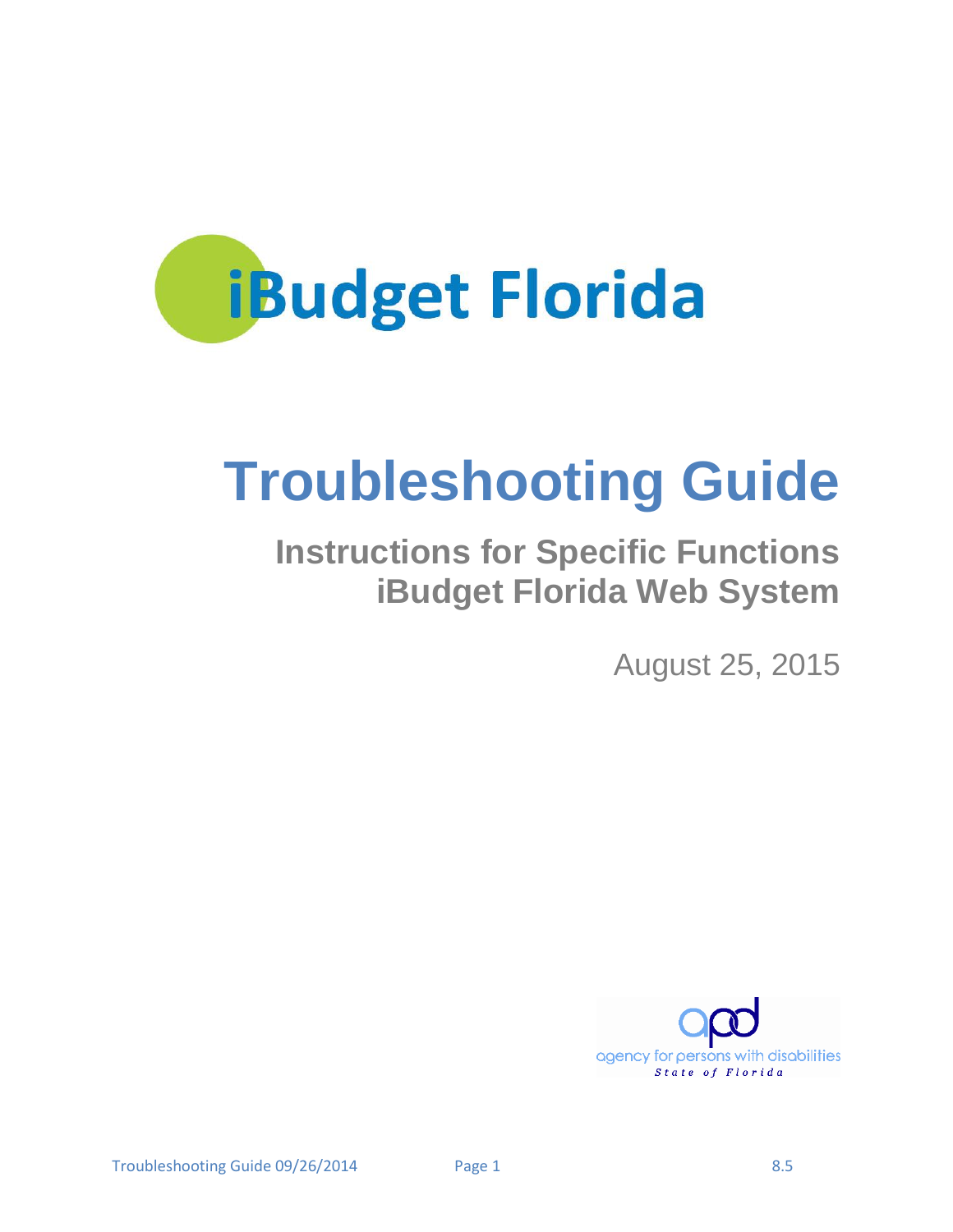# iBudget Florida

# Troubleshooting Guide

## Instructions for Specific Functions
## iBudget Florida Web System

August 25, 2015

agency for persons with disabilities
State of Florida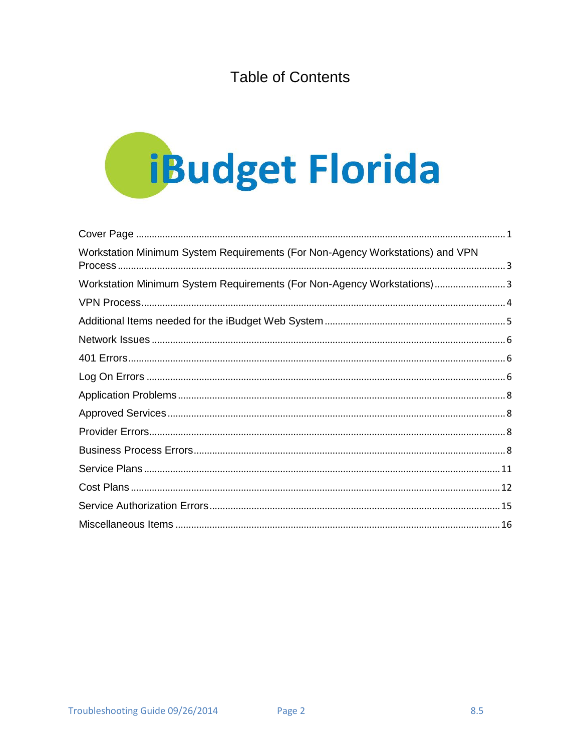# Table of Contents

iBudget Florida

| Section | Page |
|---|---|
| Cover Page | 1 |
| Workstation Minimum System Requirements (For Non-Agency Workstations) and VPN Process | 3 |
| Workstation Minimum System Requirements (For Non-Agency Workstations) | 3 |
| VPN Process | 4 |
| Additional Items needed for the iBudget Web System | 5 |
| Network Issues | 6 |
| 401 Errors | 6 |
| Log On Errors | 6 |
| Application Problems | 8 |
| Approved Services | 8 |
| Provider Errors | 8 |
| Business Process Errors | 8 |
| Service Plans | 11 |
| Cost Plans | 12 |
| Service Authorization Errors | 15 |
| Miscellaneous Items | 16 |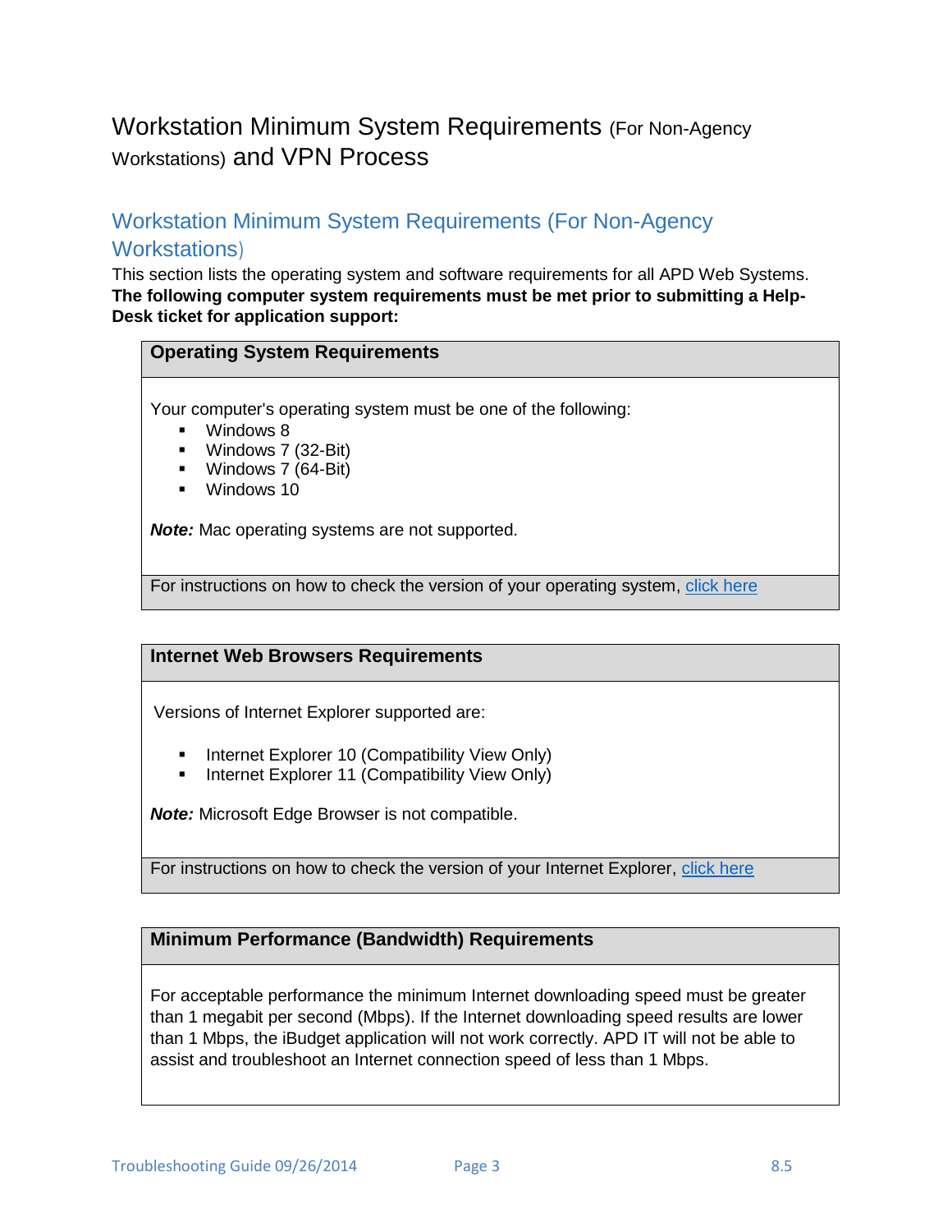# Workstation Minimum System Requirements (For Non-Agency Workstations) and VPN Process

## Workstation Minimum System Requirements (For Non-Agency Workstations)

This section lists the operating system and software requirements for all APD Web Systems. **The following computer system requirements must be met prior to submitting a Help-Desk ticket for application support:**

| **Operating System Requirements** |
|---|
| Your computer's operating system must be one of the following:<br>▪ Windows 8<br>▪ Windows 7 (32-Bit)<br>▪ Windows 7 (64-Bit)<br>▪ Windows 10<br><br>***Note:*** Mac operating systems are not supported. |
| For instructions on how to check the version of your operating system, click here |

| **Internet Web Browsers Requirements** |
|---|
| Versions of Internet Explorer supported are:<br><br>▪ Internet Explorer 10 (Compatibility View Only)<br>▪ Internet Explorer 11 (Compatibility View Only)<br><br>***Note:*** Microsoft Edge Browser is not compatible. |
| For instructions on how to check the version of your Internet Explorer, click here |

| **Minimum Performance (Bandwidth) Requirements** |
|---|
| For acceptable performance the minimum Internet downloading speed must be greater than 1 megabit per second (Mbps). If the Internet downloading speed results are lower than 1 Mbps, the iBudget application will not work correctly. APD IT will not be able to assist and troubleshoot an Internet connection speed of less than 1 Mbps. |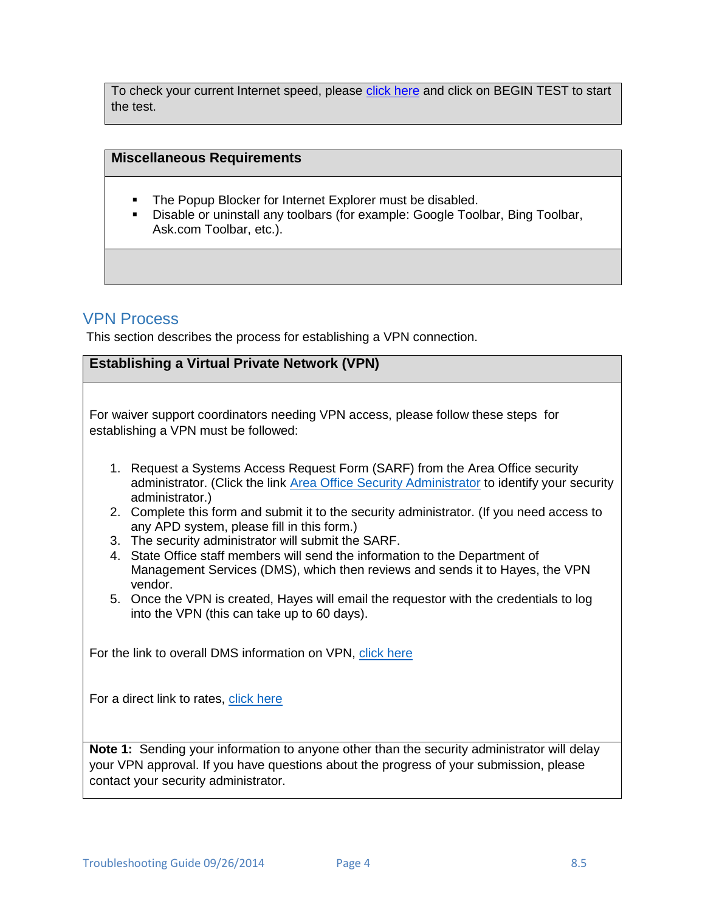To check your current Internet speed, please click here and click on BEGIN TEST to start the test.

| Miscellaneous Requirements |
| --- |
| ▪ The Popup Blocker for Internet Explorer must be disabled.<br>▪ Disable or uninstall any toolbars (for example: Google Toolbar, Bing Toolbar, Ask.com Toolbar, etc.). |
| |

## VPN Process

This section describes the process for establishing a VPN connection.

### Establishing a Virtual Private Network (VPN)

For waiver support coordinators needing VPN access, please follow these steps for establishing a VPN must be followed:

1. Request a Systems Access Request Form (SARF) from the Area Office security administrator. (Click the link Area Office Security Administrator to identify your security administrator.)
2. Complete this form and submit it to the security administrator. (If you need access to any APD system, please fill in this form.)
3. The security administrator will submit the SARF.
4. State Office staff members will send the information to the Department of Management Services (DMS), which then reviews and sends it to Hayes, the VPN vendor.
5. Once the VPN is created, Hayes will email the requestor with the credentials to log into the VPN (this can take up to 60 days).

For the link to overall DMS information on VPN, click here

For a direct link to rates, click here

**Note 1:** Sending your information to anyone other than the security administrator will delay your VPN approval. If you have questions about the progress of your submission, please contact your security administrator.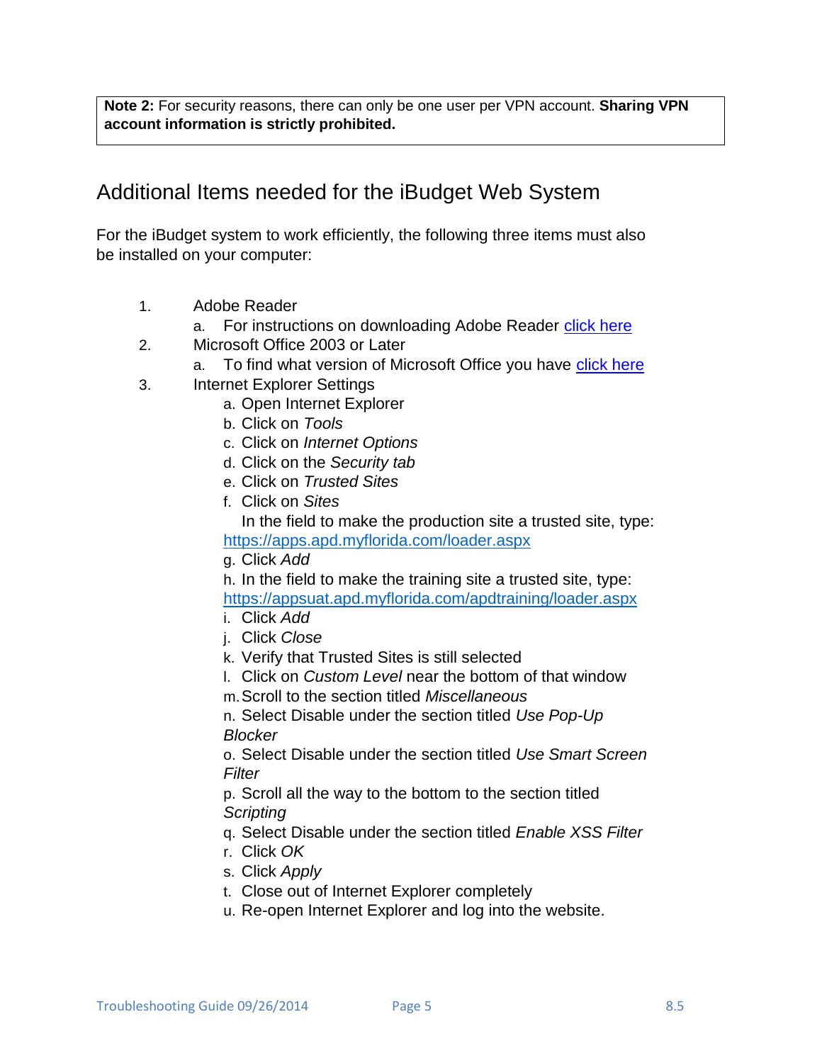**Note 2:** For security reasons, there can only be one user per VPN account. **Sharing VPN account information is strictly prohibited.**

## Additional Items needed for the iBudget Web System

For the iBudget system to work efficiently, the following three items must also be installed on your computer:

1. Adobe Reader
   a. For instructions on downloading Adobe Reader [click here]()
2. Microsoft Office 2003 or Later
   a. To find what version of Microsoft Office you have [click here]()
3. Internet Explorer Settings
   a. Open Internet Explorer
   b. Click on *Tools*
   c. Click on *Internet Options*
   d. Click on the *Security tab*
   e. Click on *Trusted Sites*
   f. Click on *Sites*
      In the field to make the production site a trusted site, type: https://apps.apd.myflorida.com/loader.aspx
   g. Click *Add*
   h. In the field to make the training site a trusted site, type: https://appsuat.apd.myflorida.com/apdtraining/loader.aspx
   i. Click *Add*
   j. Click *Close*
   k. Verify that Trusted Sites is still selected
   l. Click on *Custom Level* near the bottom of that window
   m. Scroll to the section titled *Miscellaneous*
   n. Select Disable under the section titled *Use Pop-Up Blocker*
   o. Select Disable under the section titled *Use Smart Screen Filter*
   p. Scroll all the way to the bottom to the section titled *Scripting*
   q. Select Disable under the section titled *Enable XSS Filter*
   r. Click *OK*
   s. Click *Apply*
   t. Close out of Internet Explorer completely
   u. Re-open Internet Explorer and log into the website.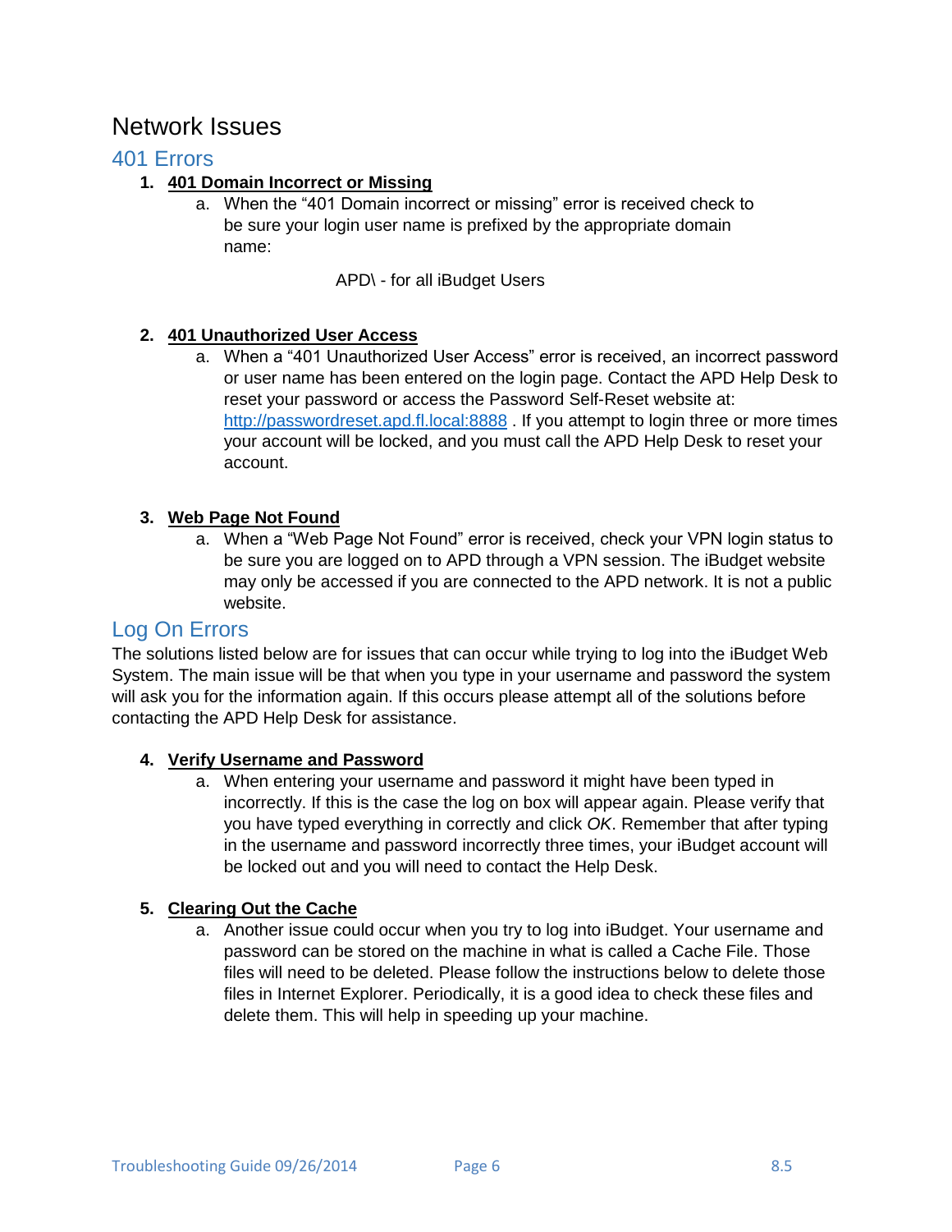# Network Issues

## 401 Errors

1. **401 Domain Incorrect or Missing**
    a. When the “401 Domain incorrect or missing” error is received check to be sure your login user name is prefixed by the appropriate domain name:

    APD\ - for all iBudget Users

2. **401 Unauthorized User Access**
    a. When a “401 Unauthorized User Access” error is received, an incorrect password or user name has been entered on the login page. Contact the APD Help Desk to reset your password or access the Password Self-Reset website at: http://passwordreset.apd.fl.local:8888 . If you attempt to login three or more times your account will be locked, and you must call the APD Help Desk to reset your account.

3. **Web Page Not Found**
    a. When a “Web Page Not Found” error is received, check your VPN login status to be sure you are logged on to APD through a VPN session. The iBudget website may only be accessed if you are connected to the APD network. It is not a public website.

## Log On Errors

The solutions listed below are for issues that can occur while trying to log into the iBudget Web System. The main issue will be that when you type in your username and password the system will ask you for the information again. If this occurs please attempt all of the solutions before contacting the APD Help Desk for assistance.

4. **Verify Username and Password**
    a. When entering your username and password it might have been typed in incorrectly. If this is the case the log on box will appear again. Please verify that you have typed everything in correctly and click *OK*. Remember that after typing in the username and password incorrectly three times, your iBudget account will be locked out and you will need to contact the Help Desk.

5. **Clearing Out the Cache**
    a. Another issue could occur when you try to log into iBudget. Your username and password can be stored on the machine in what is called a Cache File. Those files will need to be deleted. Please follow the instructions below to delete those files in Internet Explorer. Periodically, it is a good idea to check these files and delete them. This will help in speeding up your machine.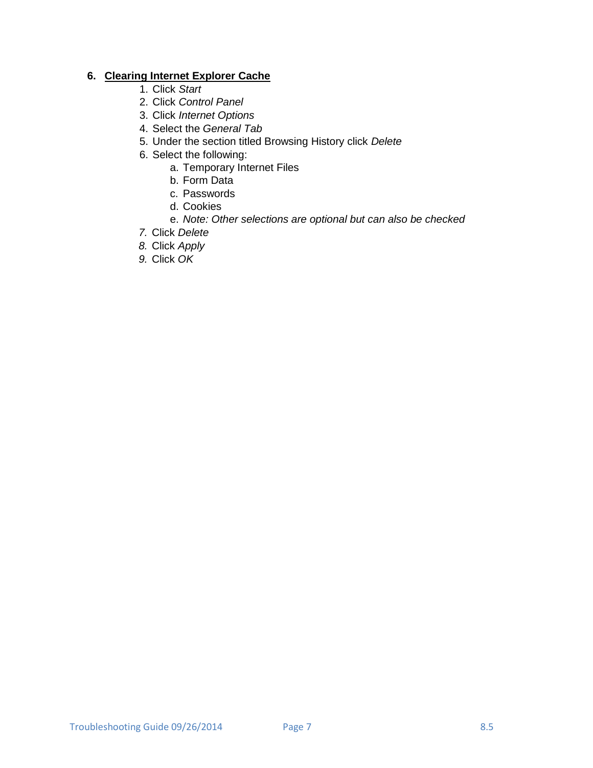## 6. <u>Clearing Internet Explorer Cache</u>

1. Click *Start*
2. Click *Control Panel*
3. Click *Internet Options*
4. Select the *General Tab*
5. Under the section titled Browsing History click *Delete*
6. Select the following:
   a. Temporary Internet Files
   b. Form Data
   c. Passwords
   d. Cookies
   e. *Note: Other selections are optional but can also be checked*
7. Click *Delete*
8. Click *Apply*
9. Click *OK*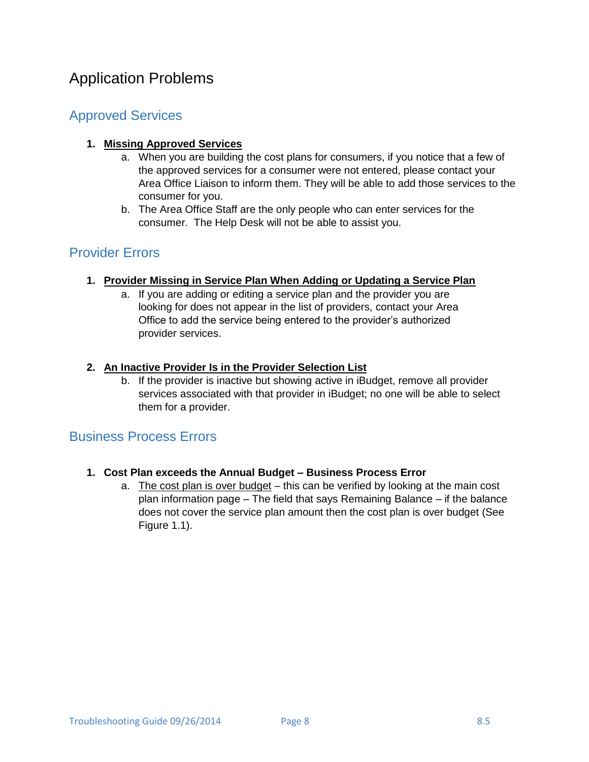# Application Problems

## Approved Services

1. **<u>Missing Approved Services</u>**
    a. When you are building the cost plans for consumers, if you notice that a few of the approved services for a consumer were not entered, please contact your Area Office Liaison to inform them. They will be able to add those services to the consumer for you.
    b. The Area Office Staff are the only people who can enter services for the consumer. The Help Desk will not be able to assist you.

## Provider Errors

1. **<u>Provider Missing in Service Plan When Adding or Updating a Service Plan</u>**
    a. If you are adding or editing a service plan and the provider you are looking for does not appear in the list of providers, contact your Area Office to add the service being entered to the provider's authorized provider services.

2. **<u>An Inactive Provider Is in the Provider Selection List</u>**
    b. If the provider is inactive but showing active in iBudget, remove all provider services associated with that provider in iBudget; no one will be able to select them for a provider.

## Business Process Errors

1. **Cost Plan exceeds the Annual Budget – Business Process Error**
    a. <u>The cost plan is over budget</u> – this can be verified by looking at the main cost plan information page – The field that says Remaining Balance – if the balance does not cover the service plan amount then the cost plan is over budget (See Figure 1.1).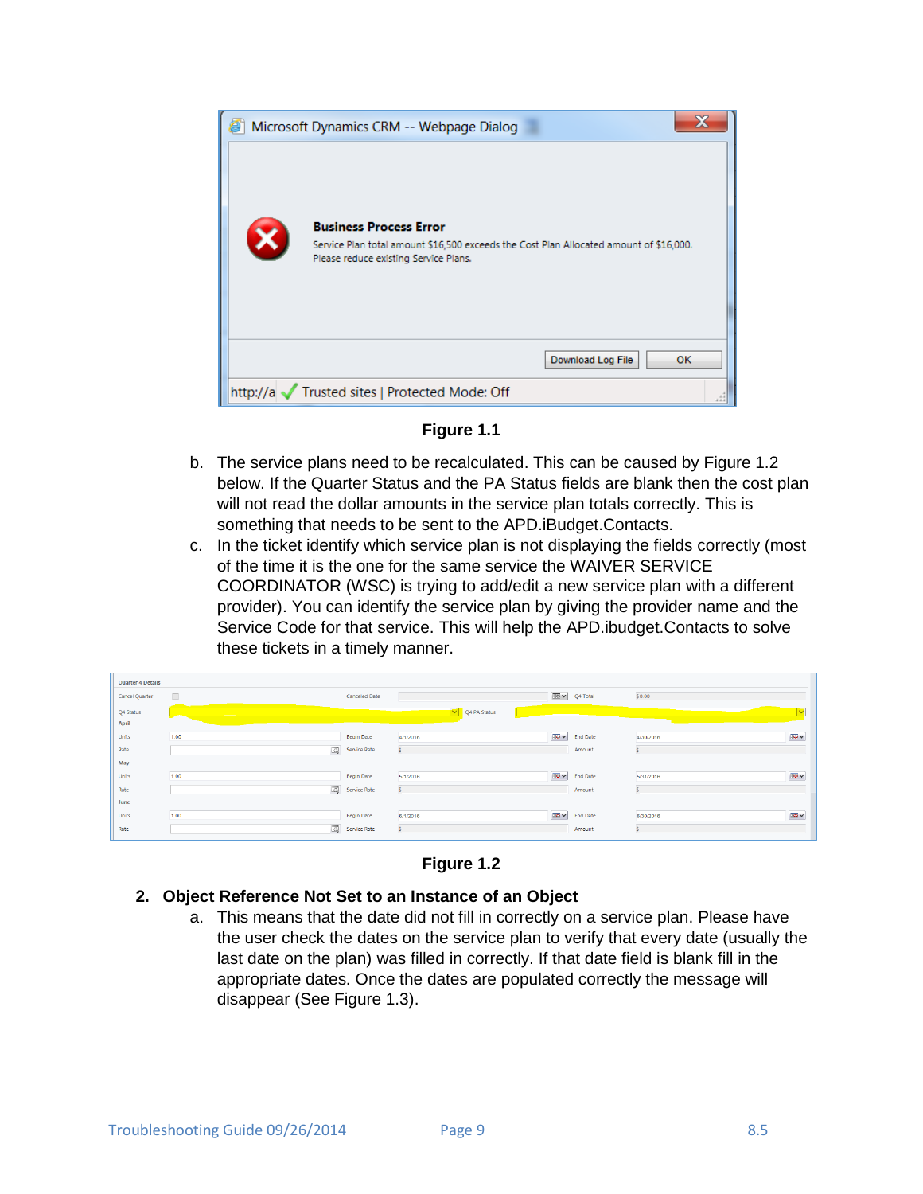Figure 1.1

b. The service plans need to be recalculated. This can be caused by Figure 1.2 below. If the Quarter Status and the PA Status fields are blank then the cost plan will not read the dollar amounts in the service plan totals correctly. This is something that needs to be sent to the APD.iBudget.Contacts.

c. In the ticket identify which service plan is not displaying the fields correctly (most of the time it is the one for the same service the WAIVER SERVICE COORDINATOR (WSC) is trying to add/edit a new service plan with a different provider). You can identify the service plan by giving the provider name and the Service Code for that service. This will help the APD.ibudget.Contacts to solve these tickets in a timely manner.

Figure 1.2

2. **Object Reference Not Set to an Instance of an Object**

   a. This means that the date did not fill in correctly on a service plan. Please have the user check the dates on the service plan to verify that every date (usually the last date on the plan) was filled in correctly. If that date field is blank fill in the appropriate dates. Once the dates are populated correctly the message will disappear (See Figure 1.3).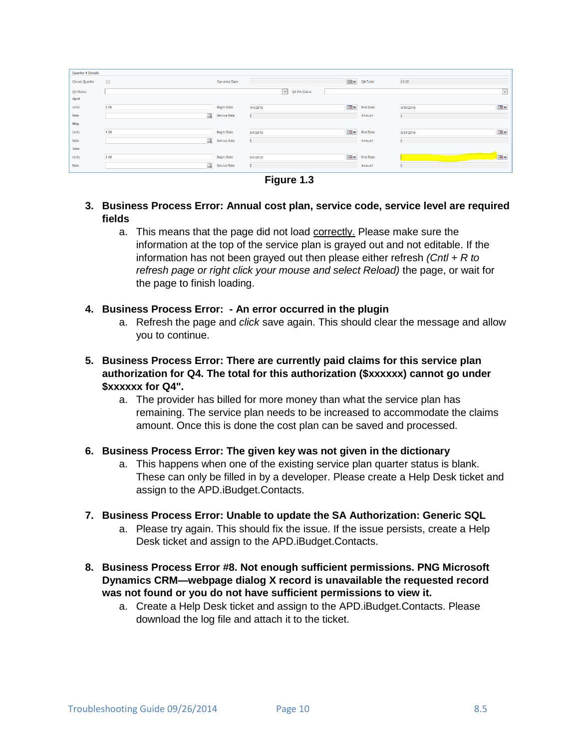Figure 1.3

3. **Business Process Error: Annual cost plan, service code, service level are required fields**
    a. This means that the page did not load correctly. Please make sure the information at the top of the service plan is grayed out and not editable. If the information has not been grayed out then please either refresh *(Cntl + R to refresh page or right click your mouse and select Reload)* the page, or wait for the page to finish loading.

4. **Business Process Error: - An error occurred in the plugin**
    a. Refresh the page and *click* save again. This should clear the message and allow you to continue.

5. **Business Process Error: There are currently paid claims for this service plan authorization for Q4. The total for this authorization ($xxxxxx) cannot go under $xxxxxx for Q4".**
    a. The provider has billed for more money than what the service plan has remaining. The service plan needs to be increased to accommodate the claims amount. Once this is done the cost plan can be saved and processed.

6. **Business Process Error: The given key was not given in the dictionary**
    a. This happens when one of the existing service plan quarter status is blank. These can only be filled in by a developer. Please create a Help Desk ticket and assign to the APD.iBudget.Contacts.

7. **Business Process Error: Unable to update the SA Authorization: Generic SQL**
    a. Please try again. This should fix the issue. If the issue persists, create a Help Desk ticket and assign to the APD.iBudget.Contacts.

8. **Business Process Error #8. Not enough sufficient permissions. PNG Microsoft Dynamics CRM—webpage dialog X record is unavailable the requested record was not found or you do not have sufficient permissions to view it.**
    a. Create a Help Desk ticket and assign to the APD.iBudget.Contacts. Please download the log file and attach it to the ticket.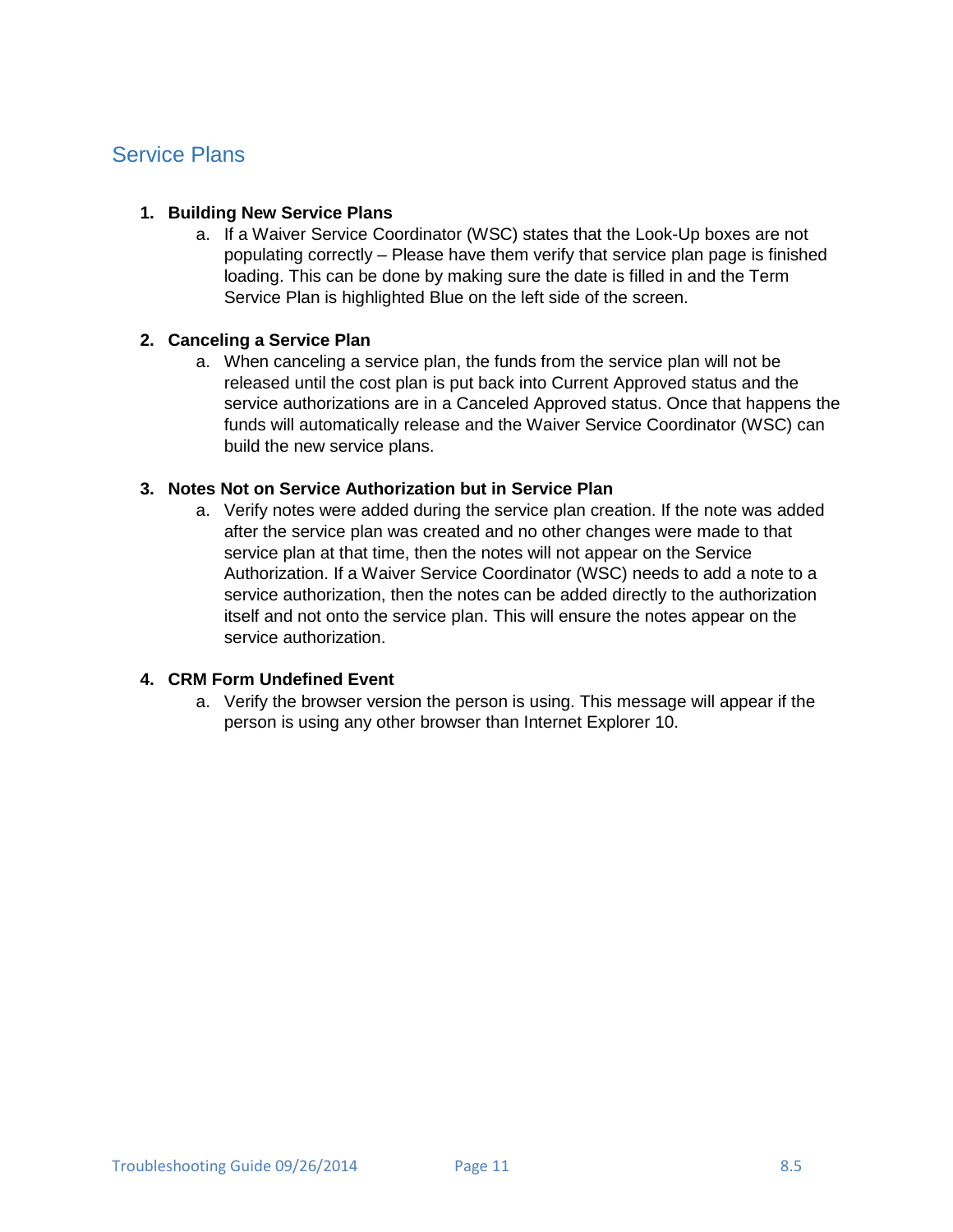## Service Plans

1. **Building New Service Plans**
   a. If a Waiver Service Coordinator (WSC) states that the Look-Up boxes are not populating correctly – Please have them verify that service plan page is finished loading. This can be done by making sure the date is filled in and the Term Service Plan is highlighted Blue on the left side of the screen.

2. **Canceling a Service Plan**
   a. When canceling a service plan, the funds from the service plan will not be released until the cost plan is put back into Current Approved status and the service authorizations are in a Canceled Approved status. Once that happens the funds will automatically release and the Waiver Service Coordinator (WSC) can build the new service plans.

3. **Notes Not on Service Authorization but in Service Plan**
   a. Verify notes were added during the service plan creation. If the note was added after the service plan was created and no other changes were made to that service plan at that time, then the notes will not appear on the Service Authorization. If a Waiver Service Coordinator (WSC) needs to add a note to a service authorization, then the notes can be added directly to the authorization itself and not onto the service plan. This will ensure the notes appear on the service authorization.

4. **CRM Form Undefined Event**
   a. Verify the browser version the person is using. This message will appear if the person is using any other browser than Internet Explorer 10.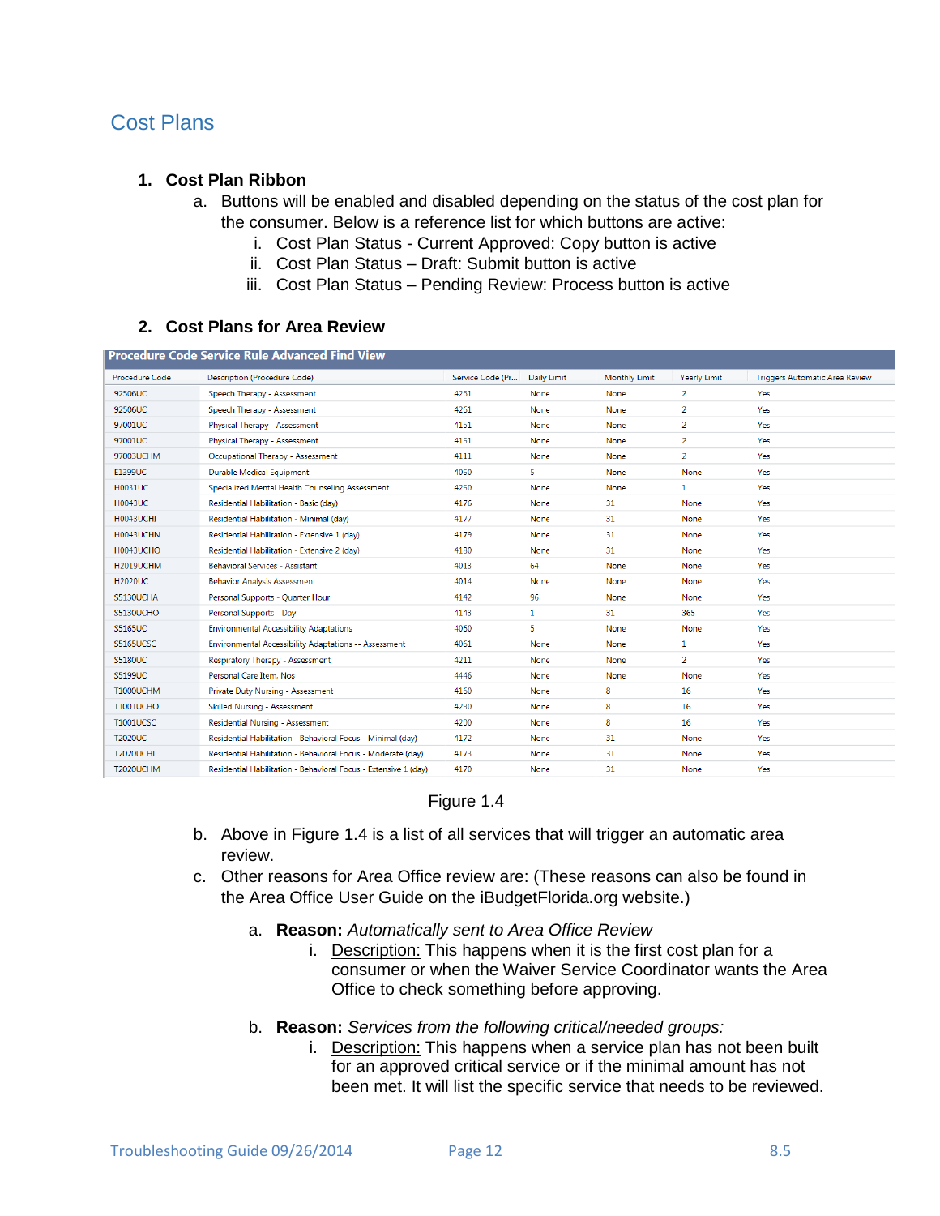## Cost Plans

1. **Cost Plan Ribbon**
   a. Buttons will be enabled and disabled depending on the status of the cost plan for the consumer. Below is a reference list for which buttons are active:
      i. Cost Plan Status - Current Approved: Copy button is active
      ii. Cost Plan Status – Draft: Submit button is active
      iii. Cost Plan Status – Pending Review: Process button is active

2. **Cost Plans for Area Review**

**Procedure Code Service Rule Advanced Find View**

| Procedure Code | Description (Procedure Code) | Service Code (Pr... | Daily Limit | Monthly Limit | Yearly Limit | Triggers Automatic Area Review |
|---|---|---|---|---|---|---|
| 92506UC | Speech Therapy - Assessment | 4261 | None | None | 2 | Yes |
| 92506UC | Speech Therapy - Assessment | 4261 | None | None | 2 | Yes |
| 97001UC | Physical Therapy - Assessment | 4151 | None | None | 2 | Yes |
| 97001UC | Physical Therapy - Assessment | 4151 | None | None | 2 | Yes |
| 97003UCHM | Occupational Therapy - Assessment | 4111 | None | None | 2 | Yes |
| E1399UC | Durable Medical Equipment | 4050 | 5 | None | None | Yes |
| H0031UC | Specialized Mental Health Counseling Assessment | 4250 | None | None | 1 | Yes |
| H0043UC | Residential Habilitation - Basic (day) | 4176 | None | 31 | None | Yes |
| H0043UCHI | Residential Habilitation - Minimal (day) | 4177 | None | 31 | None | Yes |
| H0043UCHN | Residential Habilitation - Extensive 1 (day) | 4179 | None | 31 | None | Yes |
| H0043UCHO | Residential Habilitation - Extensive 2 (day) | 4180 | None | 31 | None | Yes |
| H2019UCHM | Behavioral Services - Assistant | 4013 | 64 | None | None | Yes |
| H2020UC | Behavior Analysis Assessment | 4014 | None | None | None | Yes |
| S5130UCHA | Personal Supports - Quarter Hour | 4142 | 96 | None | None | Yes |
| S5130UCHO | Personal Supports - Day | 4143 | 1 | 31 | 365 | Yes |
| S5165UC | Environmental Accessibility Adaptations | 4060 | 5 | None | None | Yes |
| S5165UCSC | Environmental Accessibility Adaptations -- Assessment | 4061 | None | None | 1 | Yes |
| S5180UC | Respiratory Therapy - Assessment | 4211 | None | None | 2 | Yes |
| S5199UC | Personal Care Item, Nos | 4446 | None | None | None | Yes |
| T1000UCHM | Private Duty Nursing - Assessment | 4160 | None | 8 | 16 | Yes |
| T1001UCHO | Skilled Nursing - Assessment | 4230 | None | 8 | 16 | Yes |
| T1001UCSC | Residential Nursing - Assessment | 4200 | None | 8 | 16 | Yes |
| T2020UC | Residential Habilitation - Behavioral Focus - Minimal (day) | 4172 | None | 31 | None | Yes |
| T2020UCHI | Residential Habilitation - Behavioral Focus - Moderate (day) | 4173 | None | 31 | None | Yes |
| T2020UCHM | Residential Habilitation - Behavioral Focus - Extensive 1 (day) | 4170 | None | 31 | None | Yes |

Figure 1.4

   b. Above in Figure 1.4 is a list of all services that will trigger an automatic area review.
   c. Other reasons for Area Office review are: (These reasons can also be found in the Area Office User Guide on the iBudgetFlorida.org website.)

      a. **Reason:** *Automatically sent to Area Office Review*
         i. Description: This happens when it is the first cost plan for a consumer or when the Waiver Service Coordinator wants the Area Office to check something before approving.

      b. **Reason:** *Services from the following critical/needed groups:*
         i. Description: This happens when a service plan has not been built for an approved critical service or if the minimal amount has not been met. It will list the specific service that needs to be reviewed.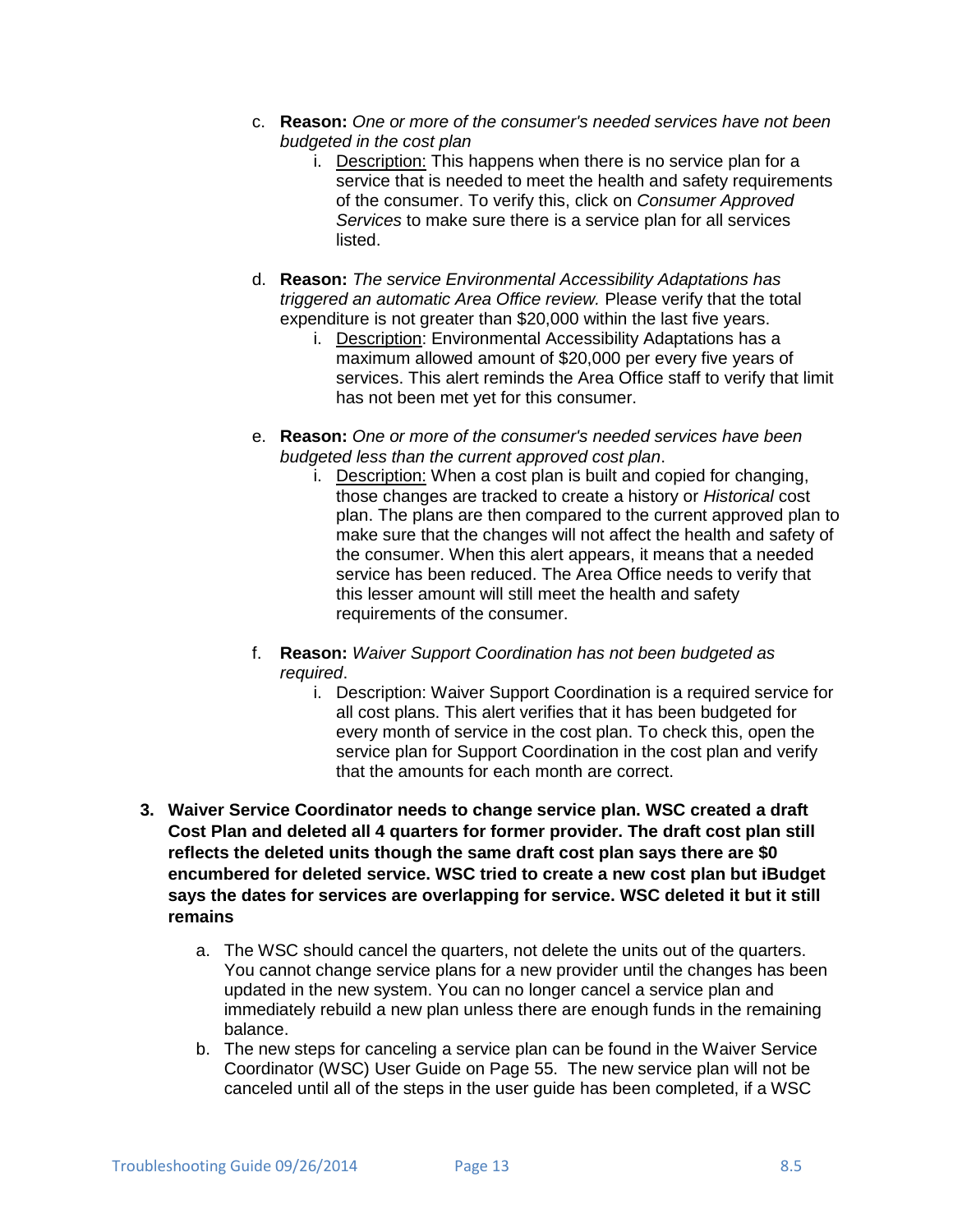c. **Reason:** *One or more of the consumer's needed services have not been budgeted in the cost plan*
    i. Description: This happens when there is no service plan for a service that is needed to meet the health and safety requirements of the consumer. To verify this, click on *Consumer Approved Services* to make sure there is a service plan for all services listed.

d. **Reason:** *The service Environmental Accessibility Adaptations has triggered an automatic Area Office review.* Please verify that the total expenditure is not greater than $20,000 within the last five years.
    i. Description: Environmental Accessibility Adaptations has a maximum allowed amount of $20,000 per every five years of services. This alert reminds the Area Office staff to verify that limit has not been met yet for this consumer.

e. **Reason:** *One or more of the consumer's needed services have been budgeted less than the current approved cost plan*.
    i. Description: When a cost plan is built and copied for changing, those changes are tracked to create a history or *Historical* cost plan. The plans are then compared to the current approved plan to make sure that the changes will not affect the health and safety of the consumer. When this alert appears, it means that a needed service has been reduced. The Area Office needs to verify that this lesser amount will still meet the health and safety requirements of the consumer.

f. **Reason:** *Waiver Support Coordination has not been budgeted as required*.
    i. Description: Waiver Support Coordination is a required service for all cost plans. This alert verifies that it has been budgeted for every month of service in the cost plan. To check this, open the service plan for Support Coordination in the cost plan and verify that the amounts for each month are correct.

**3. Waiver Service Coordinator needs to change service plan. WSC created a draft Cost Plan and deleted all 4 quarters for former provider. The draft cost plan still reflects the deleted units though the same draft cost plan says there are $0 encumbered for deleted service. WSC tried to create a new cost plan but iBudget says the dates for services are overlapping for service. WSC deleted it but it still remains**

a. The WSC should cancel the quarters, not delete the units out of the quarters. You cannot change service plans for a new provider until the changes has been updated in the new system. You can no longer cancel a service plan and immediately rebuild a new plan unless there are enough funds in the remaining balance.

b. The new steps for canceling a service plan can be found in the Waiver Service Coordinator (WSC) User Guide on Page 55. The new service plan will not be canceled until all of the steps in the user guide has been completed, if a WSC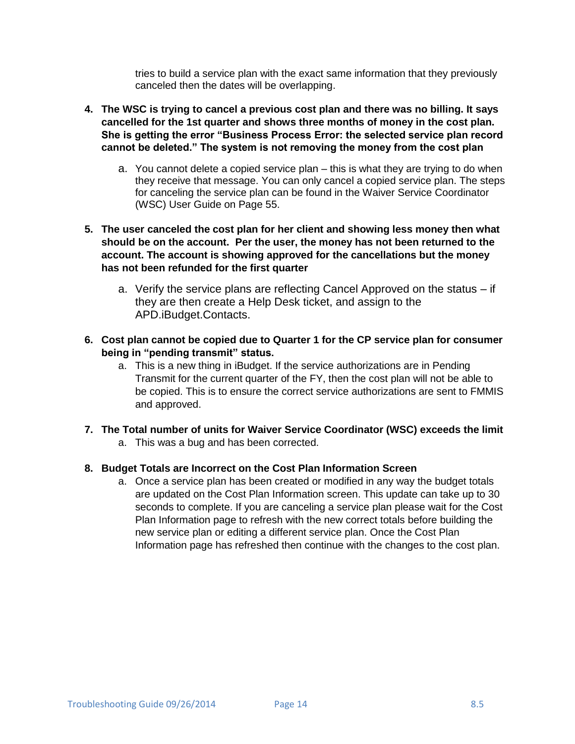tries to build a service plan with the exact same information that they previously canceled then the dates will be overlapping.

4. **The WSC is trying to cancel a previous cost plan and there was no billing. It says cancelled for the 1st quarter and shows three months of money in the cost plan. She is getting the error "Business Process Error: the selected service plan record cannot be deleted." The system is not removing the money from the cost plan**

    a. You cannot delete a copied service plan – this is what they are trying to do when they receive that message. You can only cancel a copied service plan. The steps for canceling the service plan can be found in the Waiver Service Coordinator (WSC) User Guide on Page 55.

5. **The user canceled the cost plan for her client and showing less money then what should be on the account. Per the user, the money has not been returned to the account. The account is showing approved for the cancellations but the money has not been refunded for the first quarter**

    a. Verify the service plans are reflecting Cancel Approved on the status – if they are then create a Help Desk ticket, and assign to the APD.iBudget.Contacts.

6. **Cost plan cannot be copied due to Quarter 1 for the CP service plan for consumer being in "pending transmit" status.**

    a. This is a new thing in iBudget. If the service authorizations are in Pending Transmit for the current quarter of the FY, then the cost plan will not be able to be copied. This is to ensure the correct service authorizations are sent to FMMIS and approved.

7. **The Total number of units for Waiver Service Coordinator (WSC) exceeds the limit**

    a. This was a bug and has been corrected.

8. **Budget Totals are Incorrect on the Cost Plan Information Screen**

    a. Once a service plan has been created or modified in any way the budget totals are updated on the Cost Plan Information screen. This update can take up to 30 seconds to complete. If you are canceling a service plan please wait for the Cost Plan Information page to refresh with the new correct totals before building the new service plan or editing a different service plan. Once the Cost Plan Information page has refreshed then continue with the changes to the cost plan.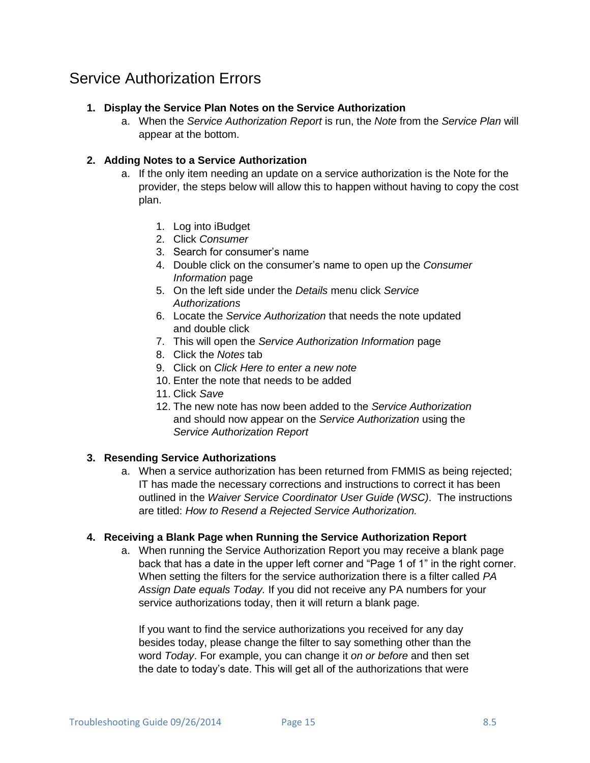# Service Authorization Errors

1. **Display the Service Plan Notes on the Service Authorization**
   a. When the *Service Authorization Report* is run, the *Note* from the *Service Plan* will appear at the bottom.

2. **Adding Notes to a Service Authorization**
   a. If the only item needing an update on a service authorization is the Note for the provider, the steps below will allow this to happen without having to copy the cost plan.

      1. Log into iBudget
      2. Click *Consumer*
      3. Search for consumer's name
      4. Double click on the consumer's name to open up the *Consumer Information* page
      5. On the left side under the *Details* menu click *Service Authorizations*
      6. Locate the *Service Authorization* that needs the note updated and double click
      7. This will open the *Service Authorization Information* page
      8. Click the *Notes* tab
      9. Click on *Click Here to enter a new note*
      10. Enter the note that needs to be added
      11. Click *Save*
      12. The new note has now been added to the *Service Authorization* and should now appear on the *Service Authorization* using the *Service Authorization Report*

3. **Resending Service Authorizations**
   a. When a service authorization has been returned from FMMIS as being rejected; IT has made the necessary corrections and instructions to correct it has been outlined in the *Waiver Service Coordinator User Guide (WSC)*. The instructions are titled: *How to Resend a Rejected Service Authorization.*

4. **Receiving a Blank Page when Running the Service Authorization Report**
   a. When running the Service Authorization Report you may receive a blank page back that has a date in the upper left corner and "Page 1 of 1" in the right corner. When setting the filters for the service authorization there is a filter called *PA Assign Date equals Today.* If you did not receive any PA numbers for your service authorizations today, then it will return a blank page.

      If you want to find the service authorizations you received for any day besides today, please change the filter to say something other than the word *Today*. For example, you can change it *on or before* and then set the date to today's date. This will get all of the authorizations that were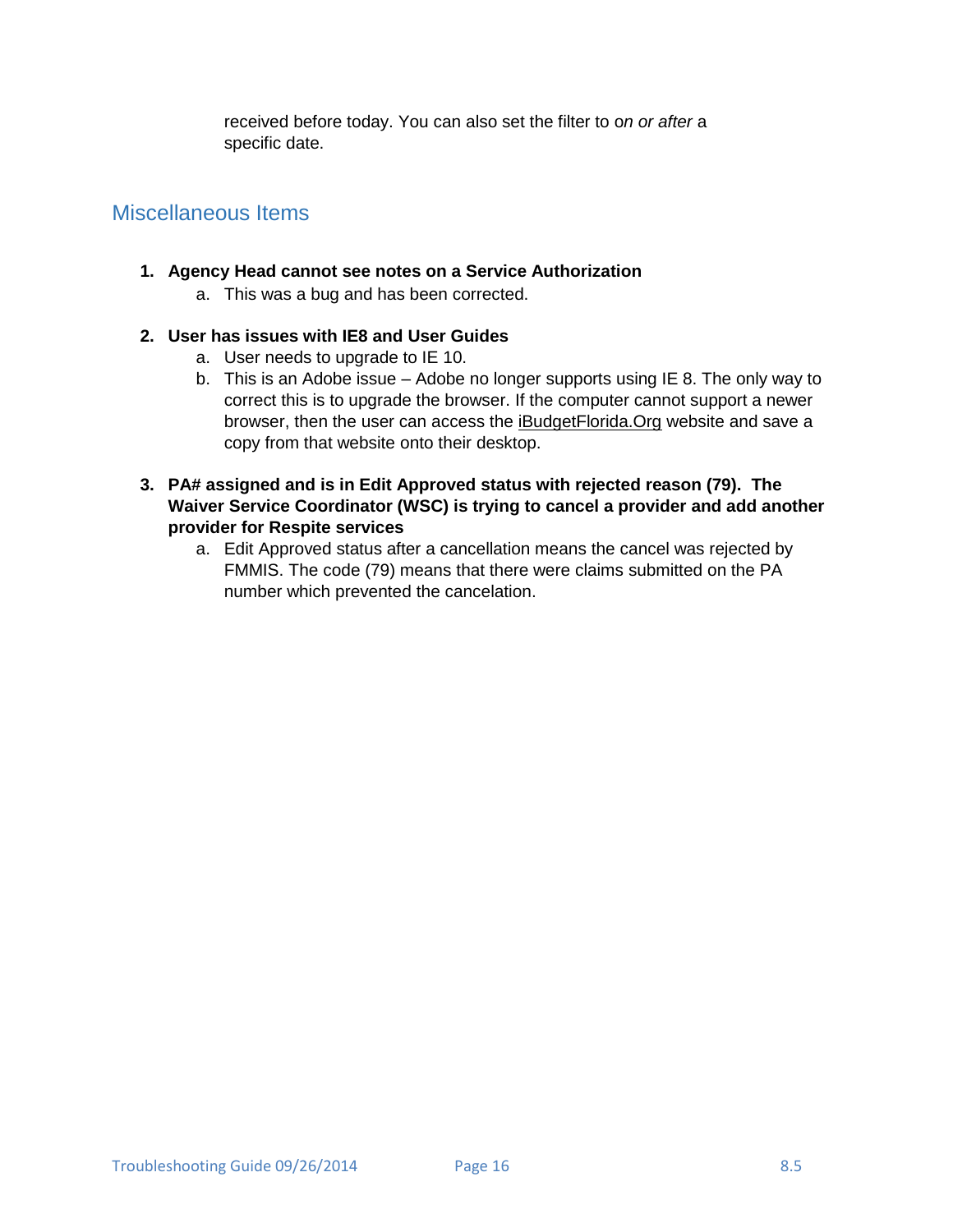received before today. You can also set the filter to o*n or after* a specific date.

## Miscellaneous Items

1. **Agency Head cannot see notes on a Service Authorization**
   a. This was a bug and has been corrected.

2. **User has issues with IE8 and User Guides**
   a. User needs to upgrade to IE 10.
   b. This is an Adobe issue – Adobe no longer supports using IE 8. The only way to correct this is to upgrade the browser. If the computer cannot support a newer browser, then the user can access the iBudgetFlorida.Org website and save a copy from that website onto their desktop.

3. **PA# assigned and is in Edit Approved status with rejected reason (79). The Waiver Service Coordinator (WSC) is trying to cancel a provider and add another provider for Respite services**
   a. Edit Approved status after a cancellation means the cancel was rejected by FMMIS. The code (79) means that there were claims submitted on the PA number which prevented the cancelation.